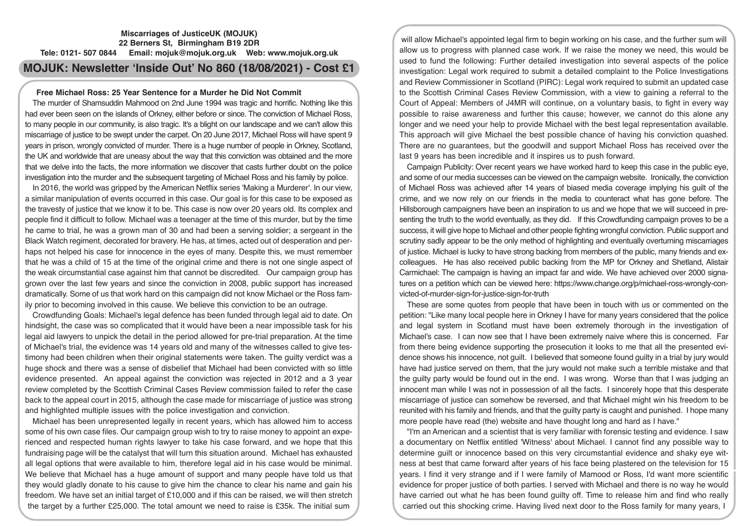**Miscarriages of JusticeUK (MOJUK)**
**22 Berners St, Birmingham B19 2DR**
**Tele: 0121- 507 0844 Email: mojuk@mojuk.org.uk Web: www.mojuk.org.uk**

# MOJUK: Newsletter 'Inside Out' No 860 (18/08/2021) - Cost £1

## Free Michael Ross: 25 Year Sentence for a Murder he Did Not Commit

The murder of Shamsuddin Mahmood on 2nd June 1994 was tragic and horrific. Nothing like this had ever been seen on the islands of Orkney, either before or since. The conviction of Michael Ross, to many people in our community, is also tragic. It's a blight on our landscape and we can't allow this miscarriage of justice to be swept under the carpet. On 20 June 2017, Michael Ross will have spent 9 years in prison, wrongly convicted of murder. There is a huge number of people in Orkney, Scotland, the UK and worldwide that are uneasy about the way that this conviction was obtained and the more that we delve into the facts, the more information we discover that casts further doubt on the police investigation into the murder and the subsequent targeting of Michael Ross and his family by police.

In 2016, the world was gripped by the American Netflix series 'Making a Murderer'. In our view, a similar manipulation of events occurred in this case. Our goal is for this case to be exposed as the travesty of justice that we know it to be. This case is now over 20 years old. Its complex and people find it difficult to follow. Michael was a teenager at the time of this murder, but by the time he came to trial, he was a grown man of 30 and had been a serving soldier; a sergeant in the Black Watch regiment, decorated for bravery. He has, at times, acted out of desperation and perhaps not helped his case for innocence in the eyes of many. Despite this, we must remember that he was a child of 15 at the time of the original crime and there is not one single aspect of the weak circumstantial case against him that cannot be discredited. Our campaign group has grown over the last few years and since the conviction in 2008, public support has increased dramatically. Some of us that work hard on this campaign did not know Michael or the Ross family prior to becoming involved in this cause. We believe this conviction to be an outrage.

Crowdfunding Goals: Michael's legal defence has been funded through legal aid to date. On hindsight, the case was so complicated that it would have been a near impossible task for his legal aid lawyers to unpick the detail in the period allowed for pre-trial preparation. At the time of Michael's trial, the evidence was 14 years old and many of the witnesses called to give testimony had been children when their original statements were taken. The guilty verdict was a huge shock and there was a sense of disbelief that Michael had been convicted with so little evidence presented. An appeal against the conviction was rejected in 2012 and a 3 year review completed by the Scottish Criminal Cases Review commission failed to refer the case back to the appeal court in 2015, although the case made for miscarriage of justice was strong and highlighted multiple issues with the police investigation and conviction.

Michael has been unrepresented legally in recent years, which has allowed him to access some of his own case files. Our campaign group wish to try to raise money to appoint an experienced and respected human rights lawyer to take his case forward, and we hope that this fundraising page will be the catalyst that will turn this situation around. Michael has exhausted all legal options that were available to him, therefore legal aid in his case would be minimal. We believe that Michael has a huge amount of support and many people have told us that they would gladly donate to his cause to give him the chance to clear his name and gain his freedom. We have set an initial target of £10,000 and if this can be raised, we will then stretch the target by a further £25,000. The total amount we need to raise is £35k. The initial sum will allow Michael's appointed legal firm to begin working on his case, and the further sum will allow us to progress with planned case work. If we raise the money we need, this would be used to fund the following: Further detailed investigation into several aspects of the police investigation: Legal work required to submit a detailed complaint to the Police Investigations and Review Commissioner in Scotland (PIRC): Legal work required to submit an updated case to the Scottish Criminal Cases Review Commission, with a view to gaining a referral to the Court of Appeal: Members of J4MR will continue, on a voluntary basis, to fight in every way possible to raise awareness and further this cause; however, we cannot do this alone any longer and we need your help to provide Michael with the best legal representation available. This approach will give Michael the best possible chance of having his conviction quashed. There are no guarantees, but the goodwill and support Michael Ross has received over the last 9 years has been incredible and it inspires us to push forward.

Campaign Publicity: Over recent years we have worked hard to keep this case in the public eye, and some of our media successes can be viewed on the campaign website. Ironically, the conviction of Michael Ross was achieved after 14 years of biased media coverage implying his guilt of the crime, and we now rely on our friends in the media to counteract what has gone before. The Hillsborough campaigners have been an inspiration to us and we hope that we will succeed in presenting the truth to the world eventually, as they did. If this Crowdfunding campaign proves to be a success, it will give hope to Michael and other people fighting wrongful conviction. Public support and scrutiny sadly appear to be the only method of highlighting and eventually overturning miscarriages of justice. Michael is lucky to have strong backing from members of the public, many friends and ex-colleagues. He has also received public backing from the MP for Orkney and Shetland, Alistair Carmichael: The campaign is having an impact far and wide. We have achieved over 2000 signatures on a petition which can be viewed here: https://www.change.org/p/michael-ross-wrongly-convicted-of-murder-sign-for-justice-sign-for-truth

These are some quotes from people that have been in touch with us or commented on the petition: "Like many local people here in Orkney I have for many years considered that the police and legal system in Scotland must have been extremely thorough in the investigation of Michael's case. I can now see that I have been extremely naive where this is concerned. Far from there being evidence supporting the prosecution it looks to me that all the presented evidence shows his innocence, not guilt. I believed that someone found guilty in a trial by jury would have had justice served on them, that the jury would not make such a terrible mistake and that the guilty party would be found out in the end. I was wrong. Worse than that I was judging an innocent man while I was not in possession of all the facts. I sincerely hope that this desperate miscarriage of justice can somehow be reversed, and that Michael might win his freedom to be reunited with his family and friends, and that the guilty party is caught and punished. I hope many more people have read (the) website and have thought long and hard as I have."

"I'm an American and a scientist that is very familiar with forensic testing and evidence. I saw a documentary on Netflix entitled 'Witness' about Michael. I cannot find any possible way to determine guilt or innocence based on this very circumstantial evidence and shaky eye witness at best that came forward after years of his face being plastered on the television for 15 years. I find it very strange and if I were family of Mamood or Ross, I'd want more scientific evidence for proper justice of both parties. I served with Michael and there is no way he would have carried out what he has been found guilty off. Time to release him and find who really carried out this shocking crime. Having lived next door to the Ross family for many years, I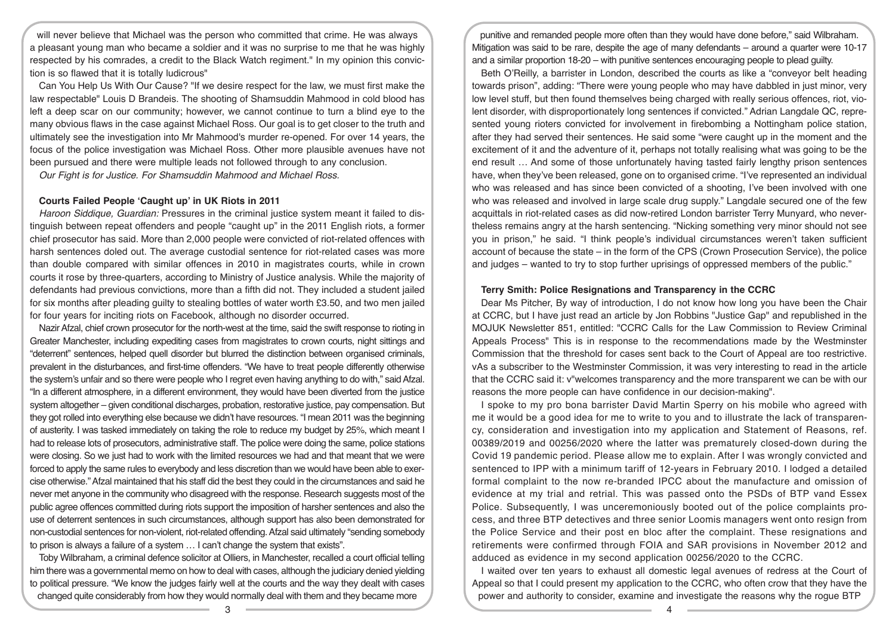will never believe that Michael was the person who committed that crime. He was always a pleasant young man who became a soldier and it was no surprise to me that he was highly respected by his comrades, a credit to the Black Watch regiment." In my opinion this conviction is so flawed that it is totally ludicrous"

Can You Help Us With Our Cause? "If we desire respect for the law, we must first make the law respectable" Louis D Brandeis. The shooting of Shamsuddin Mahmood in cold blood has left a deep scar on our community; however, we cannot continue to turn a blind eye to the many obvious flaws in the case against Michael Ross. Our goal is to get closer to the truth and ultimately see the investigation into Mr Mahmood's murder re-opened. For over 14 years, the focus of the police investigation was Michael Ross. Other more plausible avenues have not been pursued and there were multiple leads not followed through to any conclusion.

*Our Fight is for Justice. For Shamsuddin Mahmood and Michael Ross.*

### Courts Failed People 'Caught up' in UK Riots in 2011

*Haroon Siddique, Guardian:* Pressures in the criminal justice system meant it failed to distinguish between repeat offenders and people "caught up" in the 2011 English riots, a former chief prosecutor has said. More than 2,000 people were convicted of riot-related offences with harsh sentences doled out. The average custodial sentence for riot-related cases was more than double compared with similar offences in 2010 in magistrates courts, while in crown courts it rose by three-quarters, according to Ministry of Justice analysis. While the majority of defendants had previous convictions, more than a fifth did not. They included a student jailed for six months after pleading guilty to stealing bottles of water worth £3.50, and two men jailed for four years for inciting riots on Facebook, although no disorder occurred.

Nazir Afzal, chief crown prosecutor for the north-west at the time, said the swift response to rioting in Greater Manchester, including expediting cases from magistrates to crown courts, night sittings and "deterrent" sentences, helped quell disorder but blurred the distinction between organised criminals, prevalent in the disturbances, and first-time offenders. "We have to treat people differently otherwise the system's unfair and so there were people who I regret even having anything to do with," said Afzal. "In a different atmosphere, in a different environment, they would have been diverted from the justice system altogether – given conditional discharges, probation, restorative justice, pay compensation. But they got rolled into everything else because we didn't have resources. "I mean 2011 was the beginning of austerity. I was tasked immediately on taking the role to reduce my budget by 25%, which meant I had to release lots of prosecutors, administrative staff. The police were doing the same, police stations were closing. So we just had to work with the limited resources we had and that meant that we were forced to apply the same rules to everybody and less discretion than we would have been able to exercise otherwise." Afzal maintained that his staff did the best they could in the circumstances and said he never met anyone in the community who disagreed with the response. Research suggests most of the public agree offences committed during riots support the imposition of harsher sentences and also the use of deterrent sentences in such circumstances, although support has also been demonstrated for non-custodial sentences for non-violent, riot-related offending. Afzal said ultimately "sending somebody to prison is always a failure of a system … I can't change the system that exists".

Toby Wilbraham, a criminal defence solicitor at Olliers, in Manchester, recalled a court official telling him there was a governmental memo on how to deal with cases, although the judiciary denied yielding to political pressure. "We know the judges fairly well at the courts and the way they dealt with cases changed quite considerably from how they would normally deal with them and they became more punitive and remanded people more often than they would have done before," said Wilbraham. Mitigation was said to be rare, despite the age of many defendants – around a quarter were 10-17 and a similar proportion 18-20 – with punitive sentences encouraging people to plead guilty.

Beth O'Reilly, a barrister in London, described the courts as like a "conveyor belt heading towards prison", adding: "There were young people who may have dabbled in just minor, very low level stuff, but then found themselves being charged with really serious offences, riot, violent disorder, with disproportionately long sentences if convicted." Adrian Langdale QC, represented young rioters convicted for involvement in firebombing a Nottingham police station, after they had served their sentences. He said some "were caught up in the moment and the excitement of it and the adventure of it, perhaps not totally realising what was going to be the end result … And some of those unfortunately having tasted fairly lengthy prison sentences have, when they've been released, gone on to organised crime. "I've represented an individual who was released and has since been convicted of a shooting, I've been involved with one who was released and involved in large scale drug supply." Langdale secured one of the few acquittals in riot-related cases as did now-retired London barrister Terry Munyard, who nevertheless remains angry at the harsh sentencing. "Nicking something very minor should not see you in prison," he said. "I think people's individual circumstances weren't taken sufficient account of because the state – in the form of the CPS (Crown Prosecution Service), the police and judges – wanted to try to stop further uprisings of oppressed members of the public."

### Terry Smith: Police Resignations and Transparency in the CCRC

Dear Ms Pitcher, By way of introduction, I do not know how long you have been the Chair at CCRC, but I have just read an article by Jon Robbins "Justice Gap" and republished in the MOJUK Newsletter 851, entitled: "CCRC Calls for the Law Commission to Review Criminal Appeals Process" This is in response to the recommendations made by the Westminster Commission that the threshold for cases sent back to the Court of Appeal are too restrictive. vAs a subscriber to the Westminster Commission, it was very interesting to read in the article that the CCRC said it: v"welcomes transparency and the more transparent we can be with our reasons the more people can have confidence in our decision-making".

I spoke to my pro bona barrister David Martin Sperry on his mobile who agreed with me it would be a good idea for me to write to you and to illustrate the lack of transparency, consideration and investigation into my application and Statement of Reasons, ref. 00389/2019 and 00256/2020 where the latter was prematurely closed-down during the Covid 19 pandemic period. Please allow me to explain. After I was wrongly convicted and sentenced to IPP with a minimum tariff of 12-years in February 2010. I lodged a detailed formal complaint to the now re-branded IPCC about the manufacture and omission of evidence at my trial and retrial. This was passed onto the PSDs of BTP vand Essex Police. Subsequently, I was unceremoniously booted out of the police complaints process, and three BTP detectives and three senior Loomis managers went onto resign from the Police Service and their post en bloc after the complaint. These resignations and retirements were confirmed through FOIA and SAR provisions in November 2012 and adduced as evidence in my second application 00256/2020 to the CCRC.

I waited over ten years to exhaust all domestic legal avenues of redress at the Court of Appeal so that I could present my application to the CCRC, who often crow that they have the power and authority to consider, examine and investigate the reasons why the rogue BTP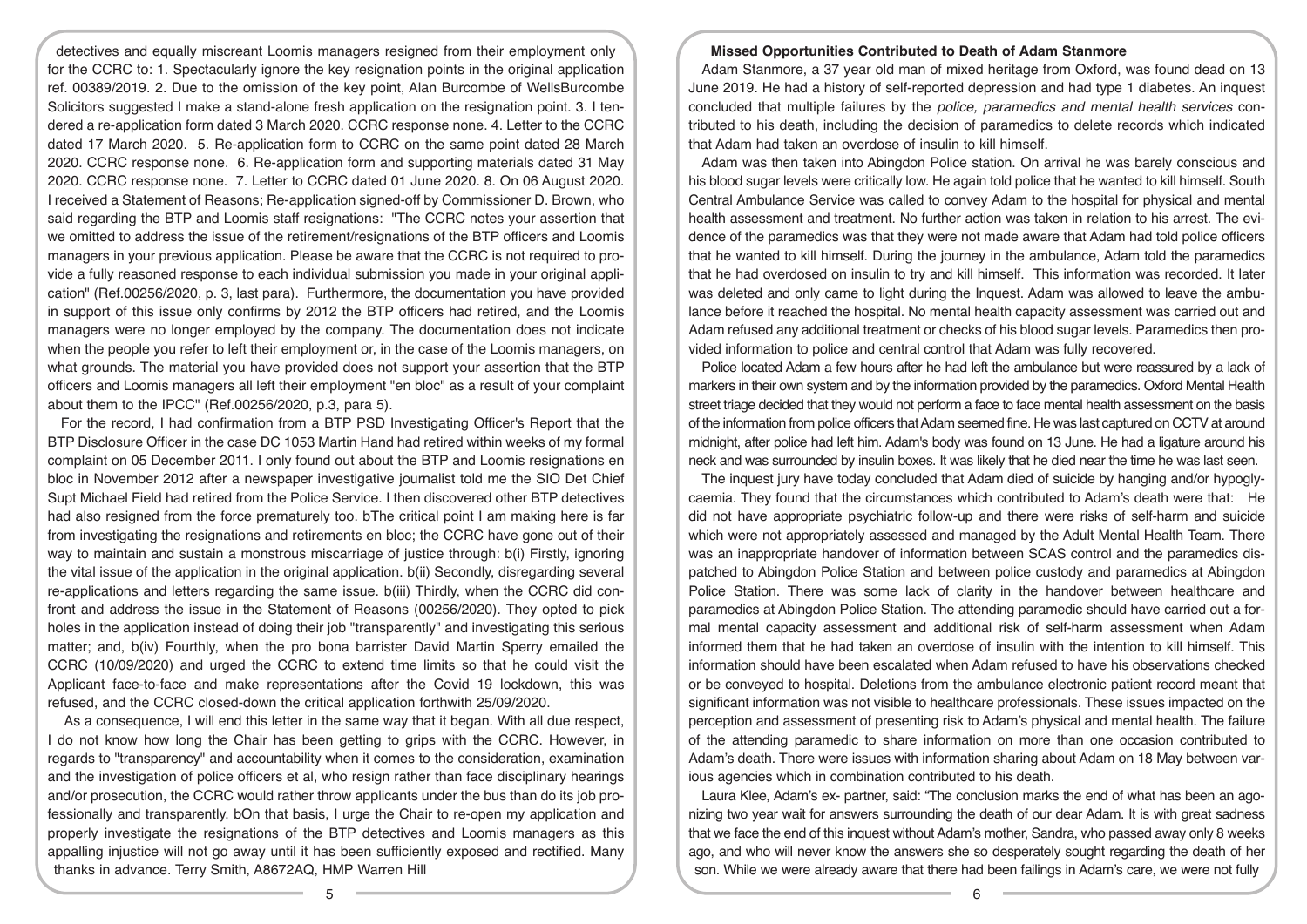detectives and equally miscreant Loomis managers resigned from their employment only for the CCRC to: 1. Spectacularly ignore the key resignation points in the original application ref. 00389/2019. 2. Due to the omission of the key point, Alan Burcombe of WellsBurcombe Solicitors suggested I make a stand-alone fresh application on the resignation point. 3. I tendered a re-application form dated 3 March 2020. CCRC response none. 4. Letter to the CCRC dated 17 March 2020. 5. Re-application form to CCRC on the same point dated 28 March 2020. CCRC response none. 6. Re-application form and supporting materials dated 31 May 2020. CCRC response none. 7. Letter to CCRC dated 01 June 2020. 8. On 06 August 2020. I received a Statement of Reasons; Re-application signed-off by Commissioner D. Brown, who said regarding the BTP and Loomis staff resignations: "The CCRC notes your assertion that we omitted to address the issue of the retirement/resignations of the BTP officers and Loomis managers in your previous application. Please be aware that the CCRC is not required to provide a fully reasoned response to each individual submission you made in your original application" (Ref.00256/2020, p. 3, last para). Furthermore, the documentation you have provided in support of this issue only confirms by 2012 the BTP officers had retired, and the Loomis managers were no longer employed by the company. The documentation does not indicate when the people you refer to left their employment or, in the case of the Loomis managers, on what grounds. The material you have provided does not support your assertion that the BTP officers and Loomis managers all left their employment "en bloc" as a result of your complaint about them to the IPCC" (Ref.00256/2020, p.3, para 5).

For the record, I had confirmation from a BTP PSD Investigating Officer's Report that the BTP Disclosure Officer in the case DC 1053 Martin Hand had retired within weeks of my formal complaint on 05 December 2011. I only found out about the BTP and Loomis resignations en bloc in November 2012 after a newspaper investigative journalist told me the SIO Det Chief Supt Michael Field had retired from the Police Service. I then discovered other BTP detectives had also resigned from the force prematurely too. bThe critical point I am making here is far from investigating the resignations and retirements en bloc; the CCRC have gone out of their way to maintain and sustain a monstrous miscarriage of justice through: b(i) Firstly, ignoring the vital issue of the application in the original application. b(ii) Secondly, disregarding several re-applications and letters regarding the same issue. b(iii) Thirdly, when the CCRC did confront and address the issue in the Statement of Reasons (00256/2020). They opted to pick holes in the application instead of doing their job "transparently" and investigating this serious matter; and, b(iv) Fourthly, when the pro bona barrister David Martin Sperry emailed the CCRC (10/09/2020) and urged the CCRC to extend time limits so that he could visit the Applicant face-to-face and make representations after the Covid 19 lockdown, this was refused, and the CCRC closed-down the critical application forthwith 25/09/2020.

As a consequence, I will end this letter in the same way that it began. With all due respect, I do not know how long the Chair has been getting to grips with the CCRC. However, in regards to "transparency" and accountability when it comes to the consideration, examination and the investigation of police officers et al, who resign rather than face disciplinary hearings and/or prosecution, the CCRC would rather throw applicants under the bus than do its job professionally and transparently. bOn that basis, I urge the Chair to re-open my application and properly investigate the resignations of the BTP detectives and Loomis managers as this appalling injustice will not go away until it has been sufficiently exposed and rectified. Many thanks in advance. Terry Smith, A8672AQ, HMP Warren Hill

## Missed Opportunities Contributed to Death of Adam Stanmore

Adam Stanmore, a 37 year old man of mixed heritage from Oxford, was found dead on 13 June 2019. He had a history of self-reported depression and had type 1 diabetes. An inquest concluded that multiple failures by the *police, paramedics and mental health services* contributed to his death, including the decision of paramedics to delete records which indicated that Adam had taken an overdose of insulin to kill himself.

Adam was then taken into Abingdon Police station. On arrival he was barely conscious and his blood sugar levels were critically low. He again told police that he wanted to kill himself. South Central Ambulance Service was called to convey Adam to the hospital for physical and mental health assessment and treatment. No further action was taken in relation to his arrest. The evidence of the paramedics was that they were not made aware that Adam had told police officers that he wanted to kill himself. During the journey in the ambulance, Adam told the paramedics that he had overdosed on insulin to try and kill himself. This information was recorded. It later was deleted and only came to light during the Inquest. Adam was allowed to leave the ambulance before it reached the hospital. No mental health capacity assessment was carried out and Adam refused any additional treatment or checks of his blood sugar levels. Paramedics then provided information to police and central control that Adam was fully recovered.

Police located Adam a few hours after he had left the ambulance but were reassured by a lack of markers in their own system and by the information provided by the paramedics. Oxford Mental Health street triage decided that they would not perform a face to face mental health assessment on the basis of the information from police officers that Adam seemed fine. He was last captured on CCTV at around midnight, after police had left him. Adam's body was found on 13 June. He had a ligature around his neck and was surrounded by insulin boxes. It was likely that he died near the time he was last seen.

The inquest jury have today concluded that Adam died of suicide by hanging and/or hypoglycaemia. They found that the circumstances which contributed to Adam's death were that: He did not have appropriate psychiatric follow-up and there were risks of self-harm and suicide which were not appropriately assessed and managed by the Adult Mental Health Team. There was an inappropriate handover of information between SCAS control and the paramedics dispatched to Abingdon Police Station and between police custody and paramedics at Abingdon Police Station. There was some lack of clarity in the handover between healthcare and paramedics at Abingdon Police Station. The attending paramedic should have carried out a formal mental capacity assessment and additional risk of self-harm assessment when Adam informed them that he had taken an overdose of insulin with the intention to kill himself. This information should have been escalated when Adam refused to have his observations checked or be conveyed to hospital. Deletions from the ambulance electronic patient record meant that significant information was not visible to healthcare professionals. These issues impacted on the perception and assessment of presenting risk to Adam's physical and mental health. The failure of the attending paramedic to share information on more than one occasion contributed to Adam's death. There were issues with information sharing about Adam on 18 May between various agencies which in combination contributed to his death.

Laura Klee, Adam's ex- partner, said: "The conclusion marks the end of what has been an agonizing two year wait for answers surrounding the death of our dear Adam. It is with great sadness that we face the end of this inquest without Adam's mother, Sandra, who passed away only 8 weeks ago, and who will never know the answers she so desperately sought regarding the death of her son. While we were already aware that there had been failings in Adam's care, we were not fully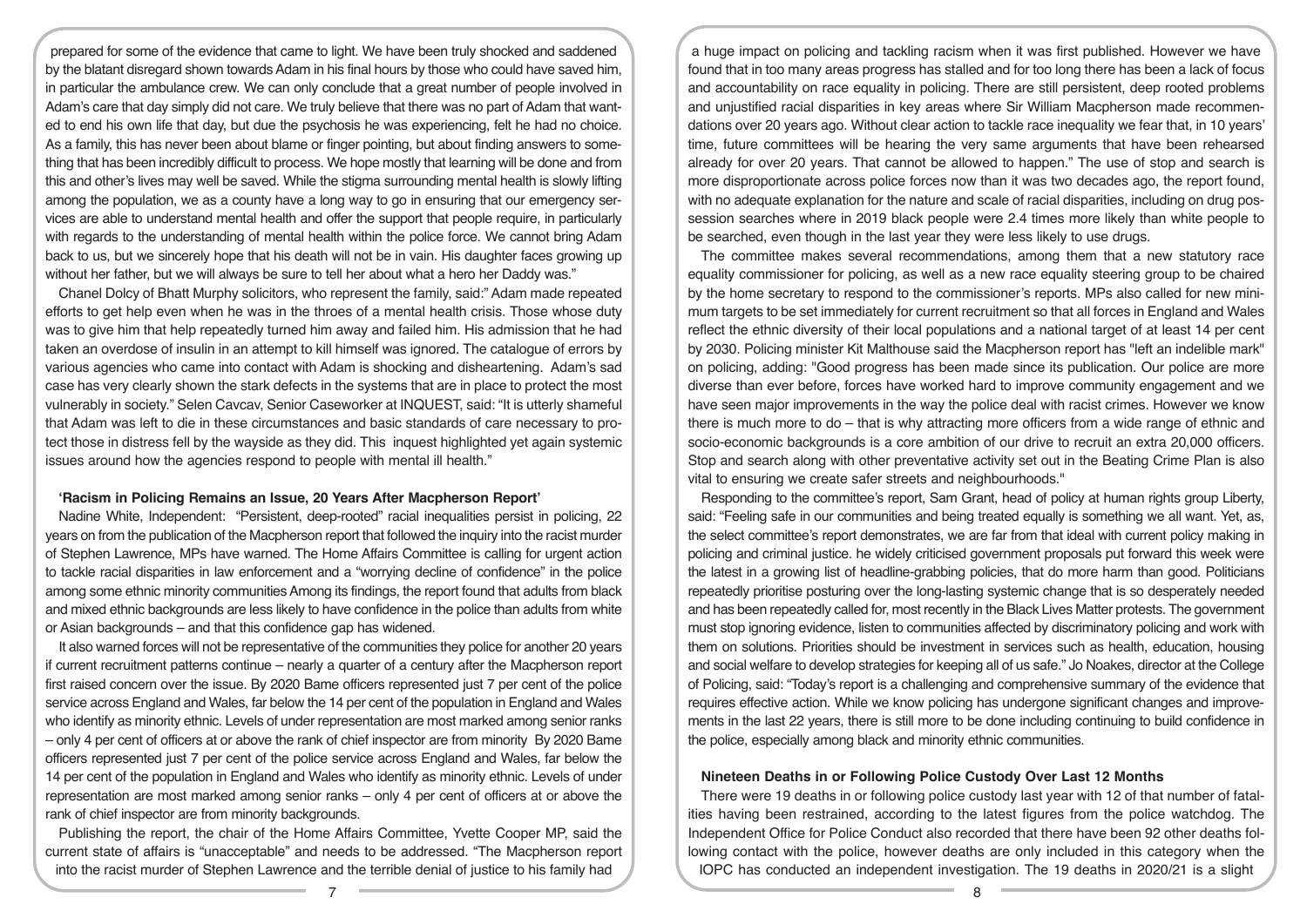prepared for some of the evidence that came to light. We have been truly shocked and saddened by the blatant disregard shown towards Adam in his final hours by those who could have saved him, in particular the ambulance crew. We can only conclude that a great number of people involved in Adam's care that day simply did not care. We truly believe that there was no part of Adam that wanted to end his own life that day, but due the psychosis he was experiencing, felt he had no choice. As a family, this has never been about blame or finger pointing, but about finding answers to something that has been incredibly difficult to process. We hope mostly that learning will be done and from this and other's lives may well be saved. While the stigma surrounding mental health is slowly lifting among the population, we as a county have a long way to go in ensuring that our emergency services are able to understand mental health and offer the support that people require, in particularly with regards to the understanding of mental health within the police force. We cannot bring Adam back to us, but we sincerely hope that his death will not be in vain. His daughter faces growing up without her father, but we will always be sure to tell her about what a hero her Daddy was."

Chanel Dolcy of Bhatt Murphy solicitors, who represent the family, said:" Adam made repeated efforts to get help even when he was in the throes of a mental health crisis. Those whose duty was to give him that help repeatedly turned him away and failed him. His admission that he had taken an overdose of insulin in an attempt to kill himself was ignored. The catalogue of errors by various agencies who came into contact with Adam is shocking and disheartening. Adam's sad case has very clearly shown the stark defects in the systems that are in place to protect the most vulnerably in society." Selen Cavcav, Senior Caseworker at INQUEST, said: "It is utterly shameful that Adam was left to die in these circumstances and basic standards of care necessary to protect those in distress fell by the wayside as they did. This inquest highlighted yet again systemic issues around how the agencies respond to people with mental ill health."

### 'Racism in Policing Remains an Issue, 20 Years After Macpherson Report'

Nadine White, Independent: "Persistent, deep-rooted" racial inequalities persist in policing, 22 years on from the publication of the Macpherson report that followed the inquiry into the racist murder of Stephen Lawrence, MPs have warned. The Home Affairs Committee is calling for urgent action to tackle racial disparities in law enforcement and a "worrying decline of confidence" in the police among some ethnic minority communities Among its findings, the report found that adults from black and mixed ethnic backgrounds are less likely to have confidence in the police than adults from white or Asian backgrounds – and that this confidence gap has widened.

It also warned forces will not be representative of the communities they police for another 20 years if current recruitment patterns continue – nearly a quarter of a century after the Macpherson report first raised concern over the issue. By 2020 Bame officers represented just 7 per cent of the police service across England and Wales, far below the 14 per cent of the population in England and Wales who identify as minority ethnic. Levels of under representation are most marked among senior ranks – only 4 per cent of officers at or above the rank of chief inspector are from minority By 2020 Bame officers represented just 7 per cent of the police service across England and Wales, far below the 14 per cent of the population in England and Wales who identify as minority ethnic. Levels of under representation are most marked among senior ranks – only 4 per cent of officers at or above the rank of chief inspector are from minority backgrounds.

Publishing the report, the chair of the Home Affairs Committee, Yvette Cooper MP, said the current state of affairs is "unacceptable" and needs to be addressed. "The Macpherson report into the racist murder of Stephen Lawrence and the terrible denial of justice to his family had a huge impact on policing and tackling racism when it was first published. However we have found that in too many areas progress has stalled and for too long there has been a lack of focus and accountability on race equality in policing. There are still persistent, deep rooted problems and unjustified racial disparities in key areas where Sir William Macpherson made recommendations over 20 years ago. Without clear action to tackle race inequality we fear that, in 10 years' time, future committees will be hearing the very same arguments that have been rehearsed already for over 20 years. That cannot be allowed to happen." The use of stop and search is more disproportionate across police forces now than it was two decades ago, the report found, with no adequate explanation for the nature and scale of racial disparities, including on drug possession searches where in 2019 black people were 2.4 times more likely than white people to be searched, even though in the last year they were less likely to use drugs.

The committee makes several recommendations, among them that a new statutory race equality commissioner for policing, as well as a new race equality steering group to be chaired by the home secretary to respond to the commissioner's reports. MPs also called for new minimum targets to be set immediately for current recruitment so that all forces in England and Wales reflect the ethnic diversity of their local populations and a national target of at least 14 per cent by 2030. Policing minister Kit Malthouse said the Macpherson report has "left an indelible mark" on policing, adding: "Good progress has been made since its publication. Our police are more diverse than ever before, forces have worked hard to improve community engagement and we have seen major improvements in the way the police deal with racist crimes. However we know there is much more to do – that is why attracting more officers from a wide range of ethnic and socio-economic backgrounds is a core ambition of our drive to recruit an extra 20,000 officers. Stop and search along with other preventative activity set out in the Beating Crime Plan is also vital to ensuring we create safer streets and neighbourhoods."

Responding to the committee's report, Sam Grant, head of policy at human rights group Liberty, said: "Feeling safe in our communities and being treated equally is something we all want. Yet, as, the select committee's report demonstrates, we are far from that ideal with current policy making in policing and criminal justice. he widely criticised government proposals put forward this week were the latest in a growing list of headline-grabbing policies, that do more harm than good. Politicians repeatedly prioritise posturing over the long-lasting systemic change that is so desperately needed and has been repeatedly called for, most recently in the Black Lives Matter protests. The government must stop ignoring evidence, listen to communities affected by discriminatory policing and work with them on solutions. Priorities should be investment in services such as health, education, housing and social welfare to develop strategies for keeping all of us safe." Jo Noakes, director at the College of Policing, said: "Today's report is a challenging and comprehensive summary of the evidence that requires effective action. While we know policing has undergone significant changes and improvements in the last 22 years, there is still more to be done including continuing to build confidence in the police, especially among black and minority ethnic communities.

### Nineteen Deaths in or Following Police Custody Over Last 12 Months

There were 19 deaths in or following police custody last year with 12 of that number of fatalities having been restrained, according to the latest figures from the police watchdog. The Independent Office for Police Conduct also recorded that there have been 92 other deaths following contact with the police, however deaths are only included in this category when the IOPC has conducted an independent investigation. The 19 deaths in 2020/21 is a slight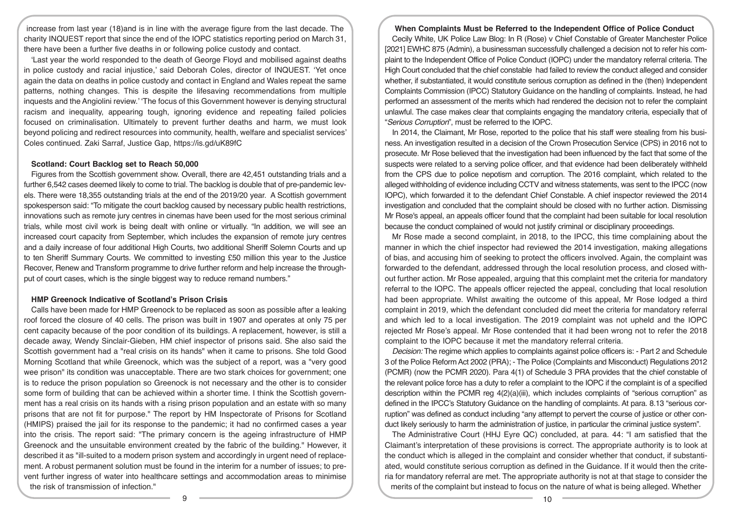increase from last year (18)and is in line with the average figure from the last decade. The charity INQUEST report that since the end of the IOPC statistics reporting period on March 31, there have been a further five deaths in or following police custody and contact.

'Last year the world responded to the death of George Floyd and mobilised against deaths in police custody and racial injustice,' said Deborah Coles, director of INQUEST. 'Yet once again the data on deaths in police custody and contact in England and Wales repeat the same patterns, nothing changes. This is despite the lifesaving recommendations from multiple inquests and the Angiolini review.' 'The focus of this Government however is denying structural racism and inequality, appearing tough, ignoring evidence and repeating failed policies focused on criminalisation. Ultimately to prevent further deaths and harm, we must look beyond policing and redirect resources into community, health, welfare and specialist services' Coles continued. Zaki Sarraf, Justice Gap, https://is.gd/uK89fC

**Scotland: Court Backlog set to Reach 50,000**

Figures from the Scottish government show. Overall, there are 42,451 outstanding trials and a further 6,542 cases deemed likely to come to trial. The backlog is double that of pre-pandemic levels. There were 18,355 outstanding trials at the end of the 2019/20 year. A Scottish government spokesperson said: "To mitigate the court backlog caused by necessary public health restrictions, innovations such as remote jury centres in cinemas have been used for the most serious criminal trials, while most civil work is being dealt with online or virtually. "In addition, we will see an increased court capacity from September, which includes the expansion of remote jury centres and a daily increase of four additional High Courts, two additional Sheriff Solemn Courts and up to ten Sheriff Summary Courts. We committed to investing £50 million this year to the Justice Recover, Renew and Transform programme to drive further reform and help increase the throughput of court cases, which is the single biggest way to reduce remand numbers."

**HMP Greenock Indicative of Scotland's Prison Crisis**

Calls have been made for HMP Greenock to be replaced as soon as possible after a leaking roof forced the closure of 40 cells. The prison was built in 1907 and operates at only 75 per cent capacity because of the poor condition of its buildings. A replacement, however, is still a decade away, Wendy Sinclair-Gieben, HM chief inspector of prisons said. She also said the Scottish government had a "real crisis on its hands" when it came to prisons. She told Good Morning Scotland that while Greenock, which was the subject of a report, was a "very good wee prison" its condition was unacceptable. There are two stark choices for government; one is to reduce the prison population so Greenock is not necessary and the other is to consider some form of building that can be achieved within a shorter time. I think the Scottish government has a real crisis on its hands with a rising prison population and an estate with so many prisons that are not fit for purpose." The report by HM Inspectorate of Prisons for Scotland (HMIPS) praised the jail for its response to the pandemic; it had no confirmed cases a year into the crisis. The report said: "The primary concern is the ageing infrastructure of HMP Greenock and the unsuitable environment created by the fabric of the building." However, it described it as "ill-suited to a modern prison system and accordingly in urgent need of replacement. A robust permanent solution must be found in the interim for a number of issues; to prevent further ingress of water into healthcare settings and accommodation areas to minimise the risk of transmission of infection."

**When Complaints Must be Referred to the Independent Office of Police Conduct**

Cecily White, UK Police Law Blog: In R (Rose) v Chief Constable of Greater Manchester Police [2021] EWHC 875 (Admin), a businessman successfully challenged a decision not to refer his complaint to the Independent Office of Police Conduct (IOPC) under the mandatory referral criteria. The High Court concluded that the chief constable had failed to review the conduct alleged and consider whether, if substantiated, it would constitute serious corruption as defined in the (then) Independent Complaints Commission (IPCC) Statutory Guidance on the handling of complaints. Instead, he had performed an assessment of the merits which had rendered the decision not to refer the complaint unlawful. The case makes clear that complaints engaging the mandatory criteria, especially that of "*Serious Corruption*", must be referred to the IOPC.

In 2014, the Claimant, Mr Rose, reported to the police that his staff were stealing from his business. An investigation resulted in a decision of the Crown Prosecution Service (CPS) in 2016 not to prosecute. Mr Rose believed that the investigation had been influenced by the fact that some of the suspects were related to a serving police officer, and that evidence had been deliberately withheld from the CPS due to police nepotism and corruption. The 2016 complaint, which related to the alleged withholding of evidence including CCTV and witness statements, was sent to the IPCC (now IOPC), which forwarded it to the defendant Chief Constable. A chief inspector reviewed the 2014 investigation and concluded that the complaint should be closed with no further action. Dismissing Mr Rose's appeal, an appeals officer found that the complaint had been suitable for local resolution because the conduct complained of would not justify criminal or disciplinary proceedings.

Mr Rose made a second complaint, in 2018, to the IPCC, this time complaining about the manner in which the chief inspector had reviewed the 2014 investigation, making allegations of bias, and accusing him of seeking to protect the officers involved. Again, the complaint was forwarded to the defendant, addressed through the local resolution process, and closed without further action. Mr Rose appealed, arguing that this complaint met the criteria for mandatory referral to the IOPC. The appeals officer rejected the appeal, concluding that local resolution had been appropriate. Whilst awaiting the outcome of this appeal, Mr Rose lodged a third complaint in 2019, which the defendant concluded did meet the criteria for mandatory referral and which led to a local investigation. The 2019 complaint was not upheld and the IOPC rejected Mr Rose's appeal. Mr Rose contended that it had been wrong not to refer the 2018 complaint to the IOPC because it met the mandatory referral criteria.

*Decision:* The regime which applies to complaints against police officers is: - Part 2 and Schedule 3 of the Police Reform Act 2002 (PRA); - The Police (Complaints and Misconduct) Regulations 2012 (PCMR) (now the PCMR 2020). Para 4(1) of Schedule 3 PRA provides that the chief constable of the relevant police force has a duty to refer a complaint to the IOPC if the complaint is of a specified description within the PCMR reg 4(2)(a)(iii), which includes complaints of "serious corruption" as defined in the IPCC's Statutory Guidance on the handling of complaints. At para. 8.13 "serious corruption" was defined as conduct including "any attempt to pervert the course of justice or other conduct likely seriously to harm the administration of justice, in particular the criminal justice system".

The Administrative Court (HHJ Eyre QC) concluded, at para. 44: "I am satisfied that the Claimant's interpretation of these provisions is correct. The appropriate authority is to look at the conduct which is alleged in the complaint and consider whether that conduct, if substantiated, would constitute serious corruption as defined in the Guidance. If it would then the criteria for mandatory referral are met. The appropriate authority is not at that stage to consider the merits of the complaint but instead to focus on the nature of what is being alleged. Whether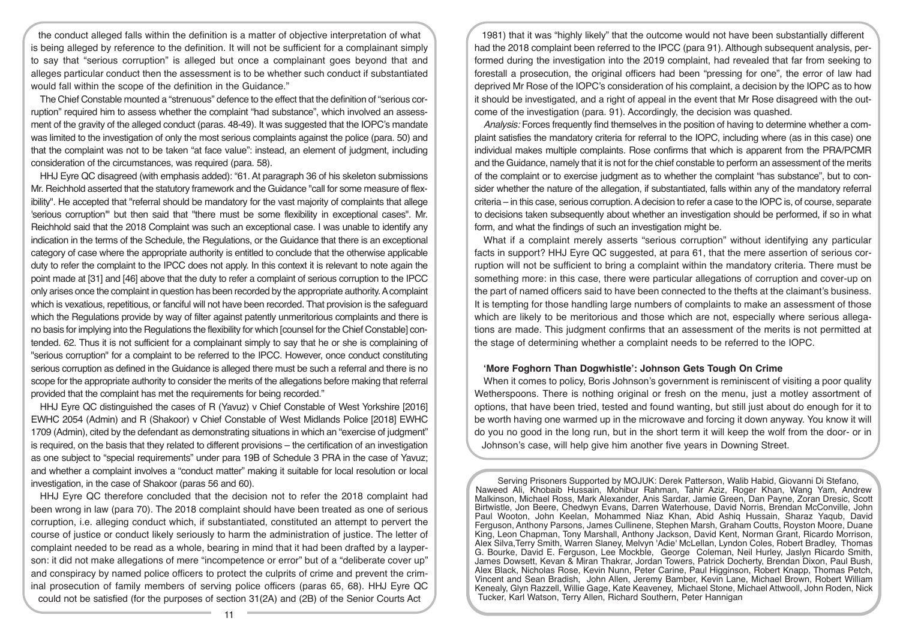the conduct alleged falls within the definition is a matter of objective interpretation of what is being alleged by reference to the definition. It will not be sufficient for a complainant simply to say that "serious corruption" is alleged but once a complainant goes beyond that and alleges particular conduct then the assessment is to be whether such conduct if substantiated would fall within the scope of the definition in the Guidance."

The Chief Constable mounted a "strenuous" defence to the effect that the definition of "serious corruption" required him to assess whether the complaint "had substance", which involved an assessment of the gravity of the alleged conduct (paras. 48-49). It was suggested that the IOPC's mandate was limited to the investigation of only the most serious complaints against the police (para. 50) and that the complaint was not to be taken "at face value": instead, an element of judgment, including consideration of the circumstances, was required (para. 58).

HHJ Eyre QC disagreed (with emphasis added): "61. At paragraph 36 of his skeleton submissions Mr. Reichhold asserted that the statutory framework and the Guidance "call for some measure of flexibility". He accepted that "referral should be mandatory for the vast majority of complaints that allege 'serious corruption'" but then said that "there must be some flexibility in exceptional cases". Mr. Reichhold said that the 2018 Complaint was such an exceptional case. I was unable to identify any indication in the terms of the Schedule, the Regulations, or the Guidance that there is an exceptional category of case where the appropriate authority is entitled to conclude that the otherwise applicable duty to refer the complaint to the IPCC does not apply. In this context it is relevant to note again the point made at [31] and [46] above that the duty to refer a complaint of serious corruption to the IPCC only arises once the complaint in question has been recorded by the appropriate authority. A complaint which is vexatious, repetitious, or fanciful will not have been recorded. That provision is the safeguard which the Regulations provide by way of filter against patently unmeritorious complaints and there is no basis for implying into the Regulations the flexibility for which [counsel for the Chief Constable] contended. 62. Thus it is not sufficient for a complainant simply to say that he or she is complaining of "serious corruption" for a complaint to be referred to the IPCC. However, once conduct constituting serious corruption as defined in the Guidance is alleged there must be such a referral and there is no scope for the appropriate authority to consider the merits of the allegations before making that referral provided that the complaint has met the requirements for being recorded."

HHJ Eyre QC distinguished the cases of R (Yavuz) v Chief Constable of West Yorkshire [2016] EWHC 2054 (Admin) and R (Shakoor) v Chief Constable of West Midlands Police [2018] EWHC 1709 (Admin), cited by the defendant as demonstrating situations in which an "exercise of judgment" is required, on the basis that they related to different provisions – the certification of an investigation as one subject to "special requirements" under para 19B of Schedule 3 PRA in the case of Yavuz; and whether a complaint involves a "conduct matter" making it suitable for local resolution or local investigation, in the case of Shakoor (paras 56 and 60).

HHJ Eyre QC therefore concluded that the decision not to refer the 2018 complaint had been wrong in law (para 70). The 2018 complaint should have been treated as one of serious corruption, i.e. alleging conduct which, if substantiated, constituted an attempt to pervert the course of justice or conduct likely seriously to harm the administration of justice. The letter of complaint needed to be read as a whole, bearing in mind that it had been drafted by a layperson: it did not make allegations of mere "incompetence or error" but of a "deliberate cover up" and conspiracy by named police officers to protect the culprits of crime and prevent the criminal prosecution of family members of serving police officers (paras 65, 68). HHJ Eyre QC could not be satisfied (for the purposes of section 31(2A) and (2B) of the Senior Courts Act 1981) that it was "highly likely" that the outcome would not have been substantially different had the 2018 complaint been referred to the IPCC (para 91). Although subsequent analysis, performed during the investigation into the 2019 complaint, had revealed that far from seeking to forestall a prosecution, the original officers had been "pressing for one", the error of law had deprived Mr Rose of the IOPC's consideration of his complaint, a decision by the IOPC as to how it should be investigated, and a right of appeal in the event that Mr Rose disagreed with the outcome of the investigation (para. 91). Accordingly, the decision was quashed.

*Analysis:* Forces frequently find themselves in the position of having to determine whether a complaint satisfies the mandatory criteria for referral to the IOPC, including where (as in this case) one individual makes multiple complaints. Rose confirms that which is apparent from the PRA/PCMR and the Guidance, namely that it is not for the chief constable to perform an assessment of the merits of the complaint or to exercise judgment as to whether the complaint "has substance", but to consider whether the nature of the allegation, if substantiated, falls within any of the mandatory referral criteria – in this case, serious corruption. A decision to refer a case to the IOPC is, of course, separate to decisions taken subsequently about whether an investigation should be performed, if so in what form, and what the findings of such an investigation might be.

What if a complaint merely asserts "serious corruption" without identifying any particular facts in support? HHJ Eyre QC suggested, at para 61, that the mere assertion of serious corruption will not be sufficient to bring a complaint within the mandatory criteria. There must be something more: in this case, there were particular allegations of corruption and cover-up on the part of named officers said to have been connected to the thefts at the claimant's business. It is tempting for those handling large numbers of complaints to make an assessment of those which are likely to be meritorious and those which are not, especially where serious allegations are made. This judgment confirms that an assessment of the merits is not permitted at the stage of determining whether a complaint needs to be referred to the IOPC.

## 'More Foghorn Than Dogwhistle': Johnson Gets Tough On Crime

When it comes to policy, Boris Johnson's government is reminiscent of visiting a poor quality Wetherspoons. There is nothing original or fresh on the menu, just a motley assortment of options, that have been tried, tested and found wanting, but still just about do enough for it to be worth having one warmed up in the microwave and forcing it down anyway. You know it will do you no good in the long run, but in the short term it will keep the wolf from the door- or in Johnson's case, will help give him another five years in Downing Street.

Serving Prisoners Supported by MOJUK: Derek Patterson, Walib Habid, Giovanni Di Stefano, Naweed Ali, Khobaib Hussain, Mohibur Rahman, Tahir Aziz, Roger Khan, Wang Yam, Andrew Malkinson, Michael Ross, Mark Alexander, Anis Sardar, Jamie Green, Dan Payne, Zoran Dresic, Scott Birtwistle, Jon Beere, Chedwyn Evans, Darren Waterhouse, David Norris, Brendan McConville, John Paul Wooton, John Keelan, Mohammed Niaz Khan, Abid Ashiq Hussain, Sharaz Yaqub, David Ferguson, Anthony Parsons, James Cullinene, Stephen Marsh, Graham Coutts, Royston Moore, Duane King, Leon Chapman, Tony Marshall, Anthony Jackson, David Kent, Norman Grant, Ricardo Morrison, Alex Silva,Terry Smith, Warren Slaney, Melvyn 'Adie' McLellan, Lyndon Coles, Robert Bradley, Thomas G. Bourke, David E. Ferguson, Lee Mockble, George Coleman, Neil Hurley, Jaslyn Ricardo Smith, James Dowsett, Kevan & Miran Thakrar, Jordan Towers, Patrick Docherty, Brendan Dixon, Paul Bush, Alex Black, Nicholas Rose, Kevin Nunn, Peter Carine, Paul Higginson, Robert Knapp, Thomas Petch, Vincent and Sean Bradish, John Allen, Jeremy Bamber, Kevin Lane, Michael Brown, Robert William Kenealy, Glyn Razzell, Willie Gage, Kate Keaveney, Michael Stone, Michael Attwooll, John Roden, Nick Tucker, Karl Watson, Terry Allen, Richard Southern, Peter Hannigan